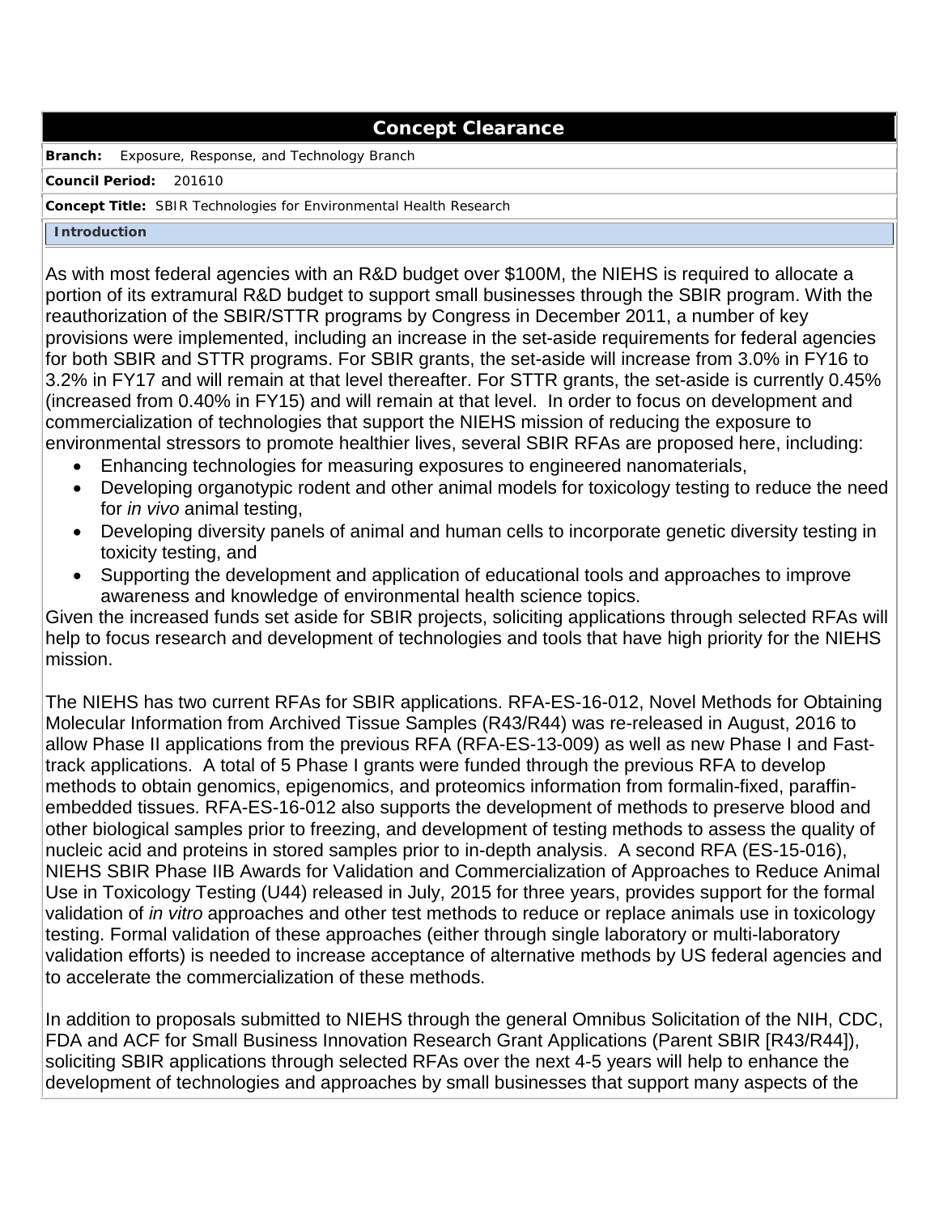# Concept Clearance

**Branch:** Exposure, Response, and Technology Branch

**Council Period:** 201610

**Concept Title:** SBIR Technologies for Environmental Health Research

## Introduction

As with most federal agencies with an R&D budget over $100M, the NIEHS is required to allocate a portion of its extramural R&D budget to support small businesses through the SBIR program. With the reauthorization of the SBIR/STTR programs by Congress in December 2011, a number of key provisions were implemented, including an increase in the set-aside requirements for federal agencies for both SBIR and STTR programs. For SBIR grants, the set-aside will increase from 3.0% in FY16 to 3.2% in FY17 and will remain at that level thereafter. For STTR grants, the set-aside is currently 0.45% (increased from 0.40% in FY15) and will remain at that level. In order to focus on development and commercialization of technologies that support the NIEHS mission of reducing the exposure to environmental stressors to promote healthier lives, several SBIR RFAs are proposed here, including:

- Enhancing technologies for measuring exposures to engineered nanomaterials,
- Developing organotypic rodent and other animal models for toxicology testing to reduce the need for *in vivo* animal testing,
- Developing diversity panels of animal and human cells to incorporate genetic diversity testing in toxicity testing, and
- Supporting the development and application of educational tools and approaches to improve awareness and knowledge of environmental health science topics.

Given the increased funds set aside for SBIR projects, soliciting applications through selected RFAs will help to focus research and development of technologies and tools that have high priority for the NIEHS mission.

The NIEHS has two current RFAs for SBIR applications. RFA-ES-16-012, Novel Methods for Obtaining Molecular Information from Archived Tissue Samples (R43/R44) was re-released in August, 2016 to allow Phase II applications from the previous RFA (RFA-ES-13-009) as well as new Phase I and Fast-track applications. A total of 5 Phase I grants were funded through the previous RFA to develop methods to obtain genomics, epigenomics, and proteomics information from formalin-fixed, paraffin-embedded tissues. RFA-ES-16-012 also supports the development of methods to preserve blood and other biological samples prior to freezing, and development of testing methods to assess the quality of nucleic acid and proteins in stored samples prior to in-depth analysis. A second RFA (ES-15-016), NIEHS SBIR Phase IIB Awards for Validation and Commercialization of Approaches to Reduce Animal Use in Toxicology Testing (U44) released in July, 2015 for three years, provides support for the formal validation of *in vitro* approaches and other test methods to reduce or replace animals use in toxicology testing. Formal validation of these approaches (either through single laboratory or multi-laboratory validation efforts) is needed to increase acceptance of alternative methods by US federal agencies and to accelerate the commercialization of these methods.

In addition to proposals submitted to NIEHS through the general Omnibus Solicitation of the NIH, CDC, FDA and ACF for Small Business Innovation Research Grant Applications (Parent SBIR [R43/R44]), soliciting SBIR applications through selected RFAs over the next 4-5 years will help to enhance the development of technologies and approaches by small businesses that support many aspects of the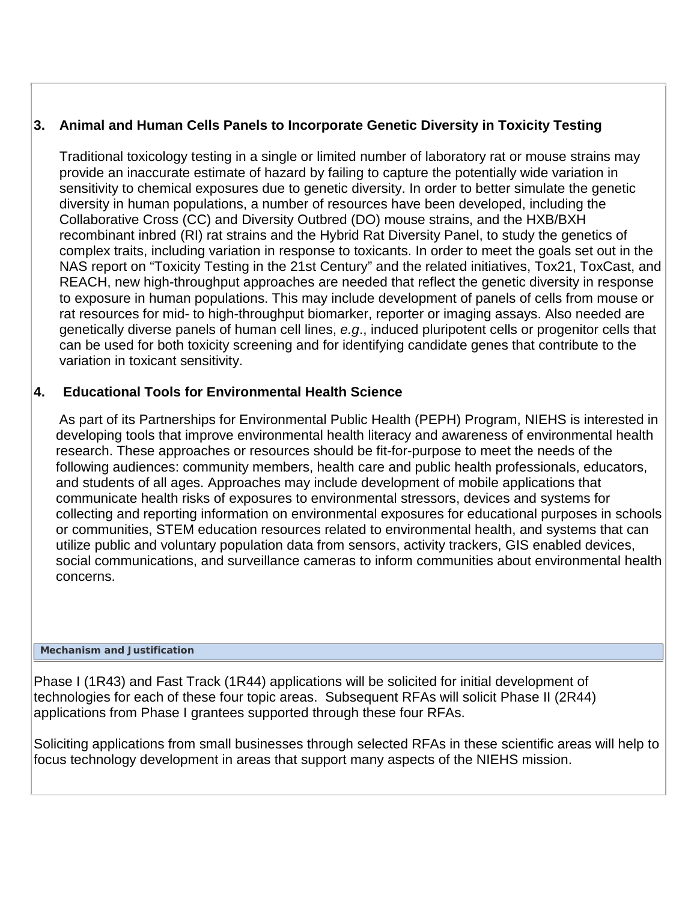**3. Animal and Human Cells Panels to Incorporate Genetic Diversity in Toxicity Testing**

Traditional toxicology testing in a single or limited number of laboratory rat or mouse strains may provide an inaccurate estimate of hazard by failing to capture the potentially wide variation in sensitivity to chemical exposures due to genetic diversity. In order to better simulate the genetic diversity in human populations, a number of resources have been developed, including the Collaborative Cross (CC) and Diversity Outbred (DO) mouse strains, and the HXB/BXH recombinant inbred (RI) rat strains and the Hybrid Rat Diversity Panel, to study the genetics of complex traits, including variation in response to toxicants. In order to meet the goals set out in the NAS report on "Toxicity Testing in the 21st Century" and the related initiatives, Tox21, ToxCast, and REACH, new high-throughput approaches are needed that reflect the genetic diversity in response to exposure in human populations. This may include development of panels of cells from mouse or rat resources for mid- to high-throughput biomarker, reporter or imaging assays. Also needed are genetically diverse panels of human cell lines, *e.g*., induced pluripotent cells or progenitor cells that can be used for both toxicity screening and for identifying candidate genes that contribute to the variation in toxicant sensitivity.

**4. Educational Tools for Environmental Health Science**

As part of its Partnerships for Environmental Public Health (PEPH) Program, NIEHS is interested in developing tools that improve environmental health literacy and awareness of environmental health research. These approaches or resources should be fit-for-purpose to meet the needs of the following audiences: community members, health care and public health professionals, educators, and students of all ages. Approaches may include development of mobile applications that communicate health risks of exposures to environmental stressors, devices and systems for collecting and reporting information on environmental exposures for educational purposes in schools or communities, STEM education resources related to environmental health, and systems that can utilize public and voluntary population data from sensors, activity trackers, GIS enabled devices, social communications, and surveillance cameras to inform communities about environmental health concerns.

**Mechanism and Justification**

Phase I (1R43) and Fast Track (1R44) applications will be solicited for initial development of technologies for each of these four topic areas. Subsequent RFAs will solicit Phase II (2R44) applications from Phase I grantees supported through these four RFAs.

Soliciting applications from small businesses through selected RFAs in these scientific areas will help to focus technology development in areas that support many aspects of the NIEHS mission.